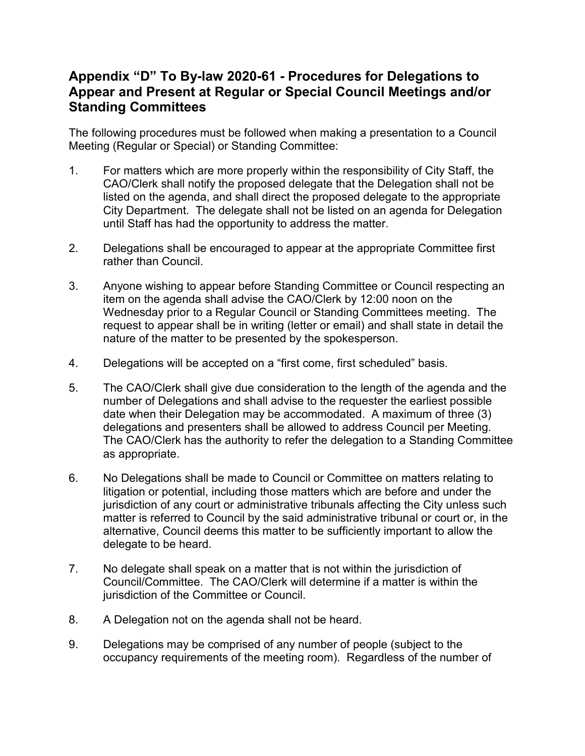## Appendix "D" To By-law 2020-61 - Procedures for Delegations to Appear and Present at Regular or Special Council Meetings and/or Standing Committees

The following procedures must be followed when making a presentation to a Council Meeting (Regular or Special) or Standing Committee:

1. For matters which are more properly within the responsibility of City Staff, the CAO/Clerk shall notify the proposed delegate that the Delegation shall not be listed on the agenda, and shall direct the proposed delegate to the appropriate City Department. The delegate shall not be listed on an agenda for Delegation until Staff has had the opportunity to address the matter.

2. Delegations shall be encouraged to appear at the appropriate Committee first rather than Council.

3. Anyone wishing to appear before Standing Committee or Council respecting an item on the agenda shall advise the CAO/Clerk by 12:00 noon on the Wednesday prior to a Regular Council or Standing Committees meeting. The request to appear shall be in writing (letter or email) and shall state in detail the nature of the matter to be presented by the spokesperson.

4. Delegations will be accepted on a "first come, first scheduled" basis.

5. The CAO/Clerk shall give due consideration to the length of the agenda and the number of Delegations and shall advise to the requester the earliest possible date when their Delegation may be accommodated. A maximum of three (3) delegations and presenters shall be allowed to address Council per Meeting. The CAO/Clerk has the authority to refer the delegation to a Standing Committee as appropriate.

6. No Delegations shall be made to Council or Committee on matters relating to litigation or potential, including those matters which are before and under the jurisdiction of any court or administrative tribunals affecting the City unless such matter is referred to Council by the said administrative tribunal or court or, in the alternative, Council deems this matter to be sufficiently important to allow the delegate to be heard.

7. No delegate shall speak on a matter that is not within the jurisdiction of Council/Committee. The CAO/Clerk will determine if a matter is within the jurisdiction of the Committee or Council.

8. A Delegation not on the agenda shall not be heard.

9. Delegations may be comprised of any number of people (subject to the occupancy requirements of the meeting room). Regardless of the number of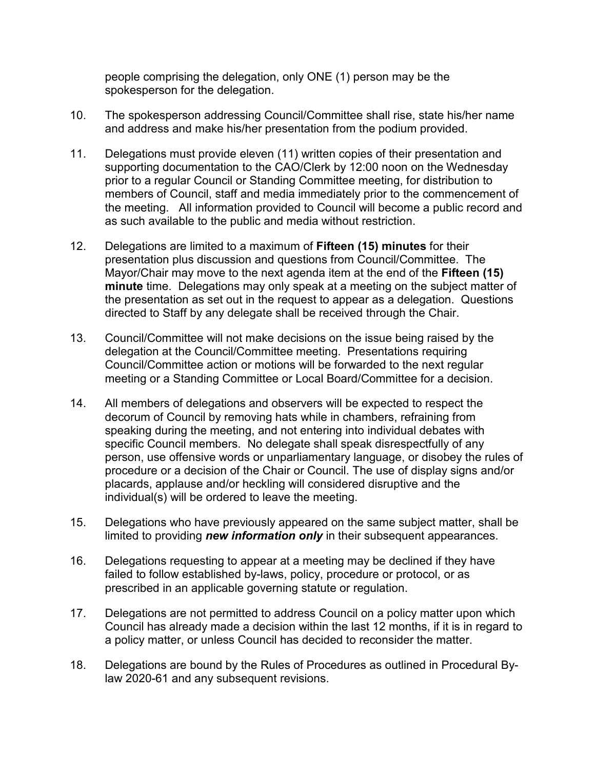people comprising the delegation, only ONE (1) person may be the spokesperson for the delegation.

10. The spokesperson addressing Council/Committee shall rise, state his/her name and address and make his/her presentation from the podium provided.

11. Delegations must provide eleven (11) written copies of their presentation and supporting documentation to the CAO/Clerk by 12:00 noon on the Wednesday prior to a regular Council or Standing Committee meeting, for distribution to members of Council, staff and media immediately prior to the commencement of the meeting. All information provided to Council will become a public record and as such available to the public and media without restriction.

12. Delegations are limited to a maximum of **Fifteen (15) minutes** for their presentation plus discussion and questions from Council/Committee. The Mayor/Chair may move to the next agenda item at the end of the **Fifteen (15) minute** time. Delegations may only speak at a meeting on the subject matter of the presentation as set out in the request to appear as a delegation. Questions directed to Staff by any delegate shall be received through the Chair.

13. Council/Committee will not make decisions on the issue being raised by the delegation at the Council/Committee meeting. Presentations requiring Council/Committee action or motions will be forwarded to the next regular meeting or a Standing Committee or Local Board/Committee for a decision.

14. All members of delegations and observers will be expected to respect the decorum of Council by removing hats while in chambers, refraining from speaking during the meeting, and not entering into individual debates with specific Council members. No delegate shall speak disrespectfully of any person, use offensive words or unparliamentary language, or disobey the rules of procedure or a decision of the Chair or Council. The use of display signs and/or placards, applause and/or heckling will considered disruptive and the individual(s) will be ordered to leave the meeting.

15. Delegations who have previously appeared on the same subject matter, shall be limited to providing ***new information only*** in their subsequent appearances.

16. Delegations requesting to appear at a meeting may be declined if they have failed to follow established by-laws, policy, procedure or protocol, or as prescribed in an applicable governing statute or regulation.

17. Delegations are not permitted to address Council on a policy matter upon which Council has already made a decision within the last 12 months, if it is in regard to a policy matter, or unless Council has decided to reconsider the matter.

18. Delegations are bound by the Rules of Procedures as outlined in Procedural By-law 2020-61 and any subsequent revisions.